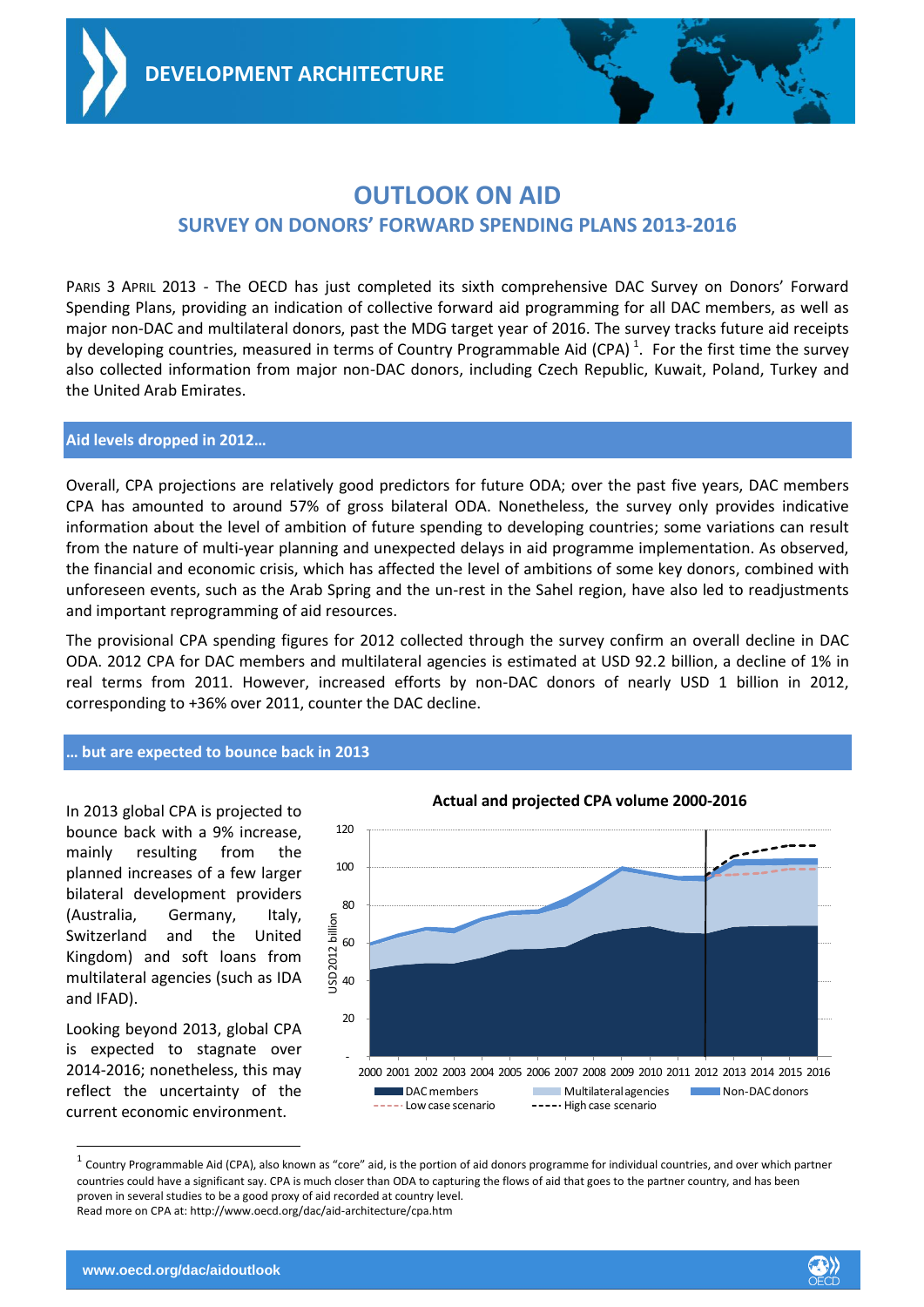DEVELOPMENT ARCHITECTURE

# OUTLOOK ON AID

## SURVEY ON DONORS' FORWARD SPENDING PLANS 2013-2016

PARIS 3 APRIL 2013 - The OECD has just completed its sixth comprehensive DAC Survey on Donors' Forward Spending Plans, providing an indication of collective forward aid programming for all DAC members, as well as major non-DAC and multilateral donors, past the MDG target year of 2016. The survey tracks future aid receipts by developing countries, measured in terms of Country Programmable Aid (CPA) [1]. For the first time the survey also collected information from major non-DAC donors, including Czech Republic, Kuwait, Poland, Turkey and the United Arab Emirates.

### Aid levels dropped in 2012…

Overall, CPA projections are relatively good predictors for future ODA; over the past five years, DAC members CPA has amounted to around 57% of gross bilateral ODA. Nonetheless, the survey only provides indicative information about the level of ambition of future spending to developing countries; some variations can result from the nature of multi-year planning and unexpected delays in aid programme implementation. As observed, the financial and economic crisis, which has affected the level of ambitions of some key donors, combined with unforeseen events, such as the Arab Spring and the un-rest in the Sahel region, have also led to readjustments and important reprogramming of aid resources.

The provisional CPA spending figures for 2012 collected through the survey confirm an overall decline in DAC ODA. 2012 CPA for DAC members and multilateral agencies is estimated at USD 92.2 billion, a decline of 1% in real terms from 2011. However, increased efforts by non-DAC donors of nearly USD 1 billion in 2012, corresponding to +36% over 2011, counter the DAC decline.

### … but are expected to bounce back in 2013

In 2013 global CPA is projected to bounce back with a 9% increase, mainly resulting from the planned increases of a few larger bilateral development providers (Australia, Germany, Italy, Switzerland and the United Kingdom) and soft loans from multilateral agencies (such as IDA and IFAD).

Looking beyond 2013, global CPA is expected to stagnate over 2014-2016; nonetheless, this may reflect the uncertainty of the current economic environment.

**Actual and projected CPA volume 2000-2016**

---

[1] Country Programmable Aid (CPA), also known as "core" aid, is the portion of aid donors programme for individual countries, and over which partner countries could have a significant say. CPA is much closer than ODA to capturing the flows of aid that goes to the partner country, and has been proven in several studies to be a good proxy of aid recorded at country level.
Read more on CPA at: http://www.oecd.org/dac/aid-architecture/cpa.htm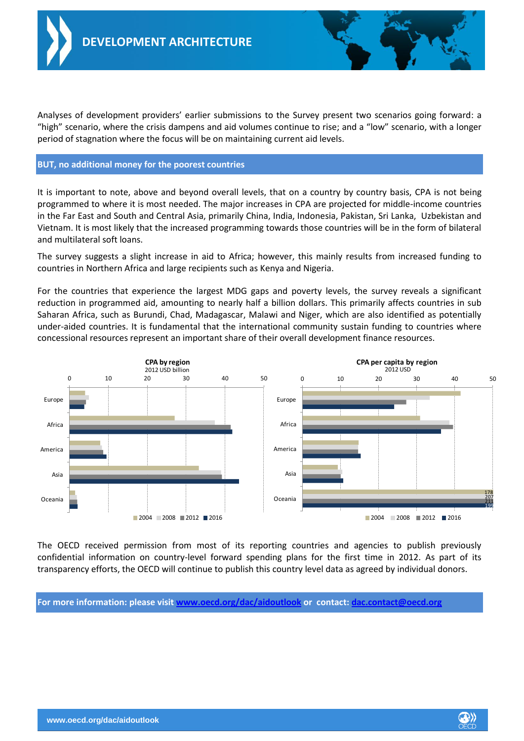# DEVELOPMENT ARCHITECTURE

Analyses of development providers' earlier submissions to the Survey present two scenarios going forward: a "high" scenario, where the crisis dampens and aid volumes continue to rise; and a "low" scenario, with a longer period of stagnation where the focus will be on maintaining current aid levels.

## BUT, no additional money for the poorest countries

It is important to note, above and beyond overall levels, that on a country by country basis, CPA is not being programmed to where it is most needed. The major increases in CPA are projected for middle-income countries in the Far East and South and Central Asia, primarily China, India, Indonesia, Pakistan, Sri Lanka, Uzbekistan and Vietnam. It is most likely that the increased programming towards those countries will be in the form of bilateral and multilateral soft loans.

The survey suggests a slight increase in aid to Africa; however, this mainly results from increased funding to countries in Northern Africa and large recipients such as Kenya and Nigeria.

For the countries that experience the largest MDG gaps and poverty levels, the survey reveals a significant reduction in programmed aid, amounting to nearly half a billion dollars. This primarily affects countries in sub Saharan Africa, such as Burundi, Chad, Madagascar, Malawi and Niger, which are also identified as potentially under-aided countries. It is fundamental that the international community sustain funding to countries where concessional resources represent an important share of their overall development finance resources.

**CPA by region**
2012 USD billion
0 10 20 30 40 50
Europe
Africa
America
Asia
Oceania
2004 2008 2012 2016

**CPA per capita by region**
2012 USD
0 10 20 30 40 50
Europe
Africa
America
Asia
Oceania
178
207
211
199
2004 2008 2012 2016

The OECD received permission from most of its reporting countries and agencies to publish previously confidential information on country-level forward spending plans for the first time in 2012. As part of its transparency efforts, the OECD will continue to publish this country level data as agreed by individual donors.

**For more information: please visit [www.oecd.org/dac/aidoutlook](http://www.oecd.org/dac/aidoutlook) or contact: [dac.contact@oecd.org](mailto:dac.contact@oecd.org)**